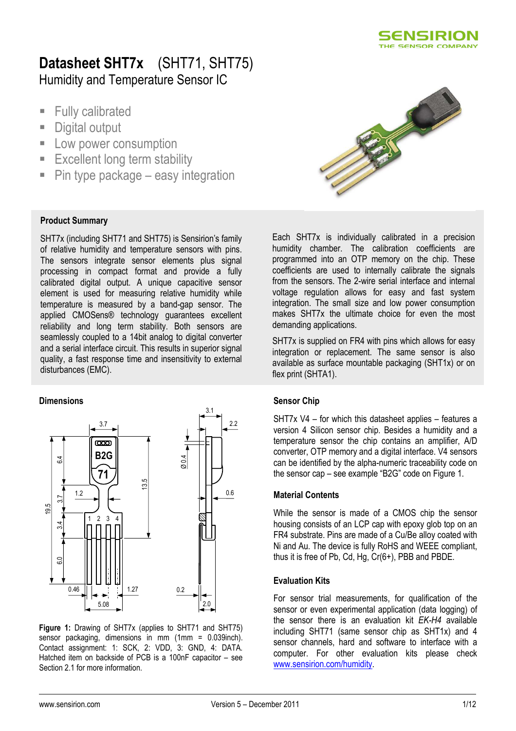# Datasheet SHT7x (SHT71, SHT75)

## Humidity and Temperature Sensor IC

- Fully calibrated
- Digital output
- Low power consumption
- Excellent long term stability
- Pin type package – easy integration

### Product Summary

SHT7x (including SHT71 and SHT75) is Sensirion's family of relative humidity and temperature sensors with pins. The sensors integrate sensor elements plus signal processing in compact format and provide a fully calibrated digital output. A unique capacitive sensor element is used for measuring relative humidity while temperature is measured by a band-gap sensor. The applied CMOSens® technology guarantees excellent reliability and long term stability. Both sensors are seamlessly coupled to a 14bit analog to digital converter and a serial interface circuit. This results in superior signal quality, a fast response time and insensitivity to external disturbances (EMC).

Each SHT7x is individually calibrated in a precision humidity chamber. The calibration coefficients are programmed into an OTP memory on the chip. These coefficients are used to internally calibrate the signals from the sensors. The 2-wire serial interface and internal voltage regulation allows for easy and fast system integration. The small size and low power consumption makes SHT7x the ultimate choice for even the most demanding applications.

SHT7x is supplied on FR4 with pins which allows for easy integration or replacement. The same sensor is also available as surface mountable packaging (SHT1x) or on flex print (SHTA1).

### Dimensions

**Figure 1:** Drawing of SHT7x (applies to SHT71 and SHT75) sensor packaging, dimensions in mm (1mm = 0.039inch). Contact assignment: 1: SCK, 2: VDD, 3: GND, 4: DATA. Hatched item on backside of PCB is a 100nF capacitor – see Section 2.1 for more information.

### Sensor Chip

SHT7x V4 – for which this datasheet applies – features a version 4 Silicon sensor chip. Besides a humidity and a temperature sensor the chip contains an amplifier, A/D converter, OTP memory and a digital interface. V4 sensors can be identified by the alpha-numeric traceability code on the sensor cap – see example "B2G" code on Figure 1.

### Material Contents

While the sensor is made of a CMOS chip the sensor housing consists of an LCP cap with epoxy glob top on an FR4 substrate. Pins are made of a Cu/Be alloy coated with Ni and Au. The device is fully RoHS and WEEE compliant, thus it is free of Pb, Cd, Hg, Cr(6+), PBB and PBDE.

### Evaluation Kits

For sensor trial measurements, for qualification of the sensor or even experimental application (data logging) of the sensor there is an evaluation kit *EK-H4* available including SHT71 (same sensor chip as SHT1x) and 4 sensor channels, hard and software to interface with a computer. For other evaluation kits please check www.sensirion.com/humidity.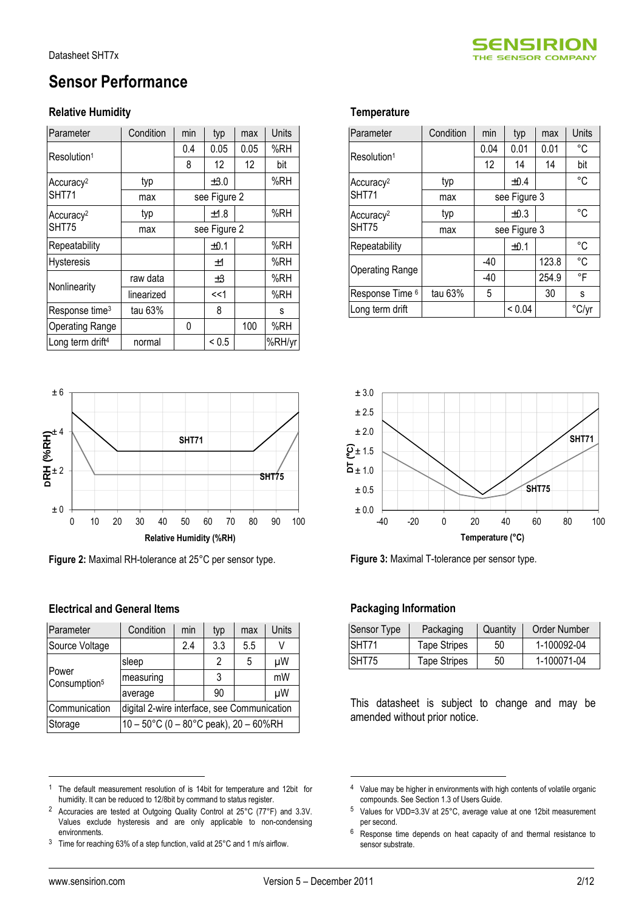# Sensor Performance

## Relative Humidity

| Parameter | Condition | min | typ | max | Units |
|---|---|---|---|---|---|
| Resolution[1] | | 0.4 | 0.05 | 0.05 | %RH |
| | | 8 | 12 | 12 | bit |
| Accuracy[2] SHT71 | typ | | ±3.0 | | %RH |
| | max | | see Figure 2 | | |
| Accuracy[2] SHT75 | typ | | ±1.8 | | %RH |
| | max | | see Figure 2 | | |
| Repeatability | | | ±0.1 | | %RH |
| Hysteresis | | | ±1 | | %RH |
| Nonlinearity | raw data | | ±3 | | %RH |
| | linearized | | <<1 | | %RH |
| Response time[3] | tau 63% | | 8 | | s |
| Operating Range | | 0 | | 100 | %RH |
| Long term drift[4] | normal | | < 0.5 | | %RH/yr |

**Figure 2:** Maximal RH-tolerance at 25°C per sensor type.

## Temperature

| Parameter | Condition | min | typ | max | Units |
|---|---|---|---|---|---|
| Resolution[1] | | 0.04 | 0.01 | 0.01 | °C |
| | | 12 | 14 | 14 | bit |
| Accuracy[2] SHT71 | typ | | ±0.4 | | °C |
| | max | | see Figure 3 | | |
| Accuracy[2] SHT75 | typ | | ±0.3 | | °C |
| | max | | see Figure 3 | | |
| Repeatability | | | ±0.1 | | °C |
| Operating Range | | -40 | | 123.8 | °C |
| | | -40 | | 254.9 | °F |
| Response Time[6] | tau 63% | 5 | | 30 | s |
| Long term drift | | | < 0.04 | | °C/yr |

**Figure 3:** Maximal T-tolerance per sensor type.

## Electrical and General Items

| Parameter | Condition | min | typ | max | Units |
|---|---|---|---|---|---|
| Source Voltage | | 2.4 | 3.3 | 5.5 | V |
| Power Consumption[5] | sleep | | 2 | 5 | µW |
| | measuring | | 3 | | mW |
| | average | | 90 | | µW |
| Communication | digital 2-wire interface, see Communication | | | | |
| Storage | 10 – 50°C (0 – 80°C peak), 20 – 60%RH | | | | |

## Packaging Information

| Sensor Type | Packaging | Quantity | Order Number |
|---|---|---|---|
| SHT71 | Tape Stripes | 50 | 1-100092-04 |
| SHT75 | Tape Stripes | 50 | 1-100071-04 |

This datasheet is subject to change and may be amended without prior notice.

---

[1] The default measurement resolution of is 14bit for temperature and 12bit for humidity. It can be reduced to 12/8bit by command to status register.

[2] Accuracies are tested at Outgoing Quality Control at 25°C (77°F) and 3.3V. Values exclude hysteresis and are only applicable to non-condensing environments.

[3] Time for reaching 63% of a step function, valid at 25°C and 1 m/s airflow.

[4] Value may be higher in environments with high contents of volatile organic compounds. See Section 1.3 of Users Guide.

[5] Values for VDD=3.3V at 25°C, average value at one 12bit measurement per second.

[6] Response time depends on heat capacity of and thermal resistance to sensor substrate.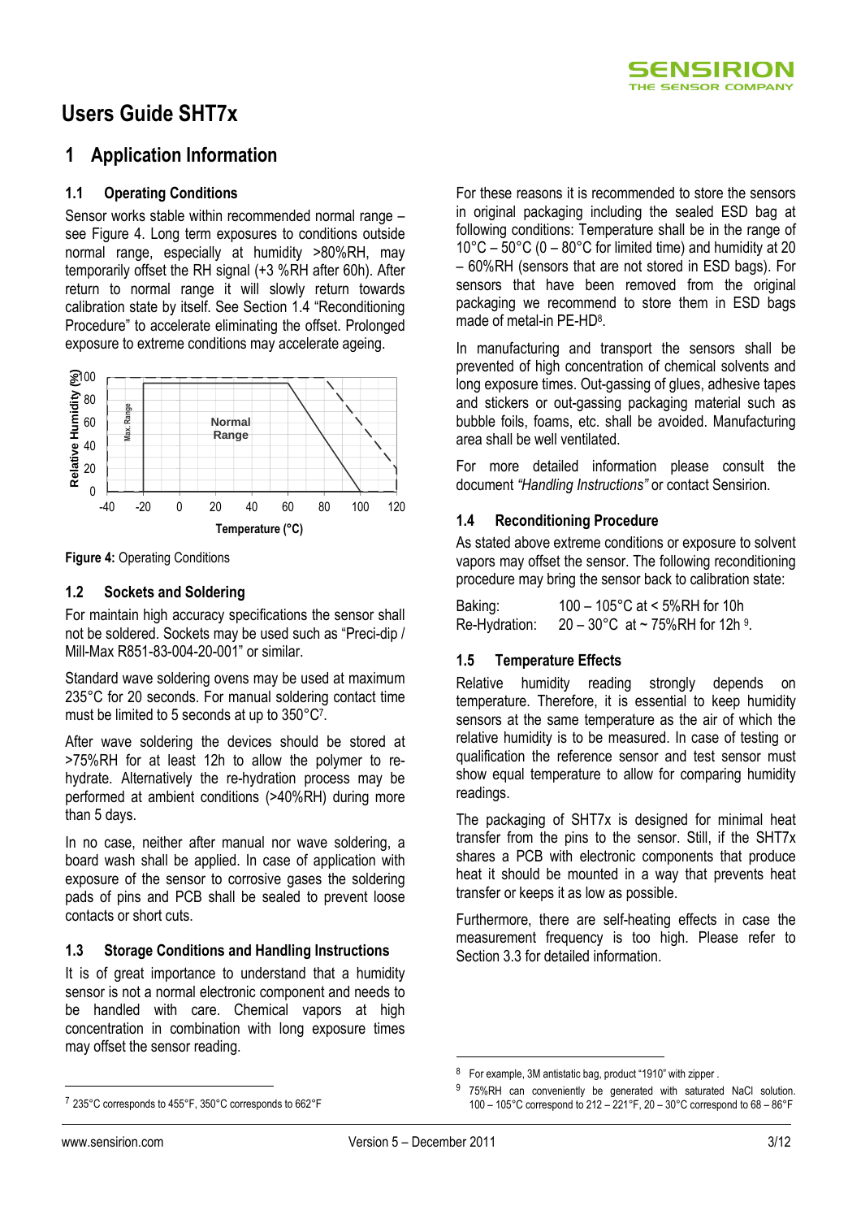# Users Guide SHT7x

## 1 Application Information

### 1.1 Operating Conditions

Sensor works stable within recommended normal range – see Figure 4. Long term exposures to conditions outside normal range, especially at humidity >80%RH, may temporarily offset the RH signal (+3 %RH after 60h). After return to normal range it will slowly return towards calibration state by itself. See Section 1.4 "Reconditioning Procedure" to accelerate eliminating the offset. Prolonged exposure to extreme conditions may accelerate ageing.

**Figure 4:** Operating Conditions

### 1.2 Sockets and Soldering

For maintain high accuracy specifications the sensor shall not be soldered. Sockets may be used such as "Preci-dip / Mill-Max R851-83-004-20-001" or similar.

Standard wave soldering ovens may be used at maximum 235°C for 20 seconds. For manual soldering contact time must be limited to 5 seconds at up to 350°C[7].

After wave soldering the devices should be stored at >75%RH for at least 12h to allow the polymer to re-hydrate. Alternatively the re-hydration process may be performed at ambient conditions (>40%RH) during more than 5 days.

In no case, neither after manual nor wave soldering, a board wash shall be applied. In case of application with exposure of the sensor to corrosive gases the soldering pads of pins and PCB shall be sealed to prevent loose contacts or short cuts.

### 1.3 Storage Conditions and Handling Instructions

It is of great importance to understand that a humidity sensor is not a normal electronic component and needs to be handled with care. Chemical vapors at high concentration in combination with long exposure times may offset the sensor reading.

For these reasons it is recommended to store the sensors in original packaging including the sealed ESD bag at following conditions: Temperature shall be in the range of 10°C – 50°C (0 – 80°C for limited time) and humidity at 20 – 60%RH (sensors that are not stored in ESD bags). For sensors that have been removed from the original packaging we recommend to store them in ESD bags made of metal-in PE-HD[8].

In manufacturing and transport the sensors shall be prevented of high concentration of chemical solvents and long exposure times. Out-gassing of glues, adhesive tapes and stickers or out-gassing packaging material such as bubble foils, foams, etc. shall be avoided. Manufacturing area shall be well ventilated.

For more detailed information please consult the document *"Handling Instructions"* or contact Sensirion.

### 1.4 Reconditioning Procedure

As stated above extreme conditions or exposure to solvent vapors may offset the sensor. The following reconditioning procedure may bring the sensor back to calibration state:

| | |
|---|---|
| Baking: | 100 – 105°C at < 5%RH for 10h |
| Re-Hydration: | 20 – 30°C at ~ 75%RH for 12h [9]. |

### 1.5 Temperature Effects

Relative humidity reading strongly depends on temperature. Therefore, it is essential to keep humidity sensors at the same temperature as the air of which the relative humidity is to be measured. In case of testing or qualification the reference sensor and test sensor must show equal temperature to allow for comparing humidity readings.

The packaging of SHT7x is designed for minimal heat transfer from the pins to the sensor. Still, if the SHT7x shares a PCB with electronic components that produce heat it should be mounted in a way that prevents heat transfer or keeps it as low as possible.

Furthermore, there are self-heating effects in case the measurement frequency is too high. Please refer to Section 3.3 for detailed information.

---

[7] 235°C corresponds to 455°F, 350°C corresponds to 662°F

[8] For example, 3M antistatic bag, product "1910" with zipper .

[9] 75%RH can conveniently be generated with saturated NaCl solution. 100 – 105°C correspond to 212 – 221°F, 20 – 30°C correspond to 68 – 86°F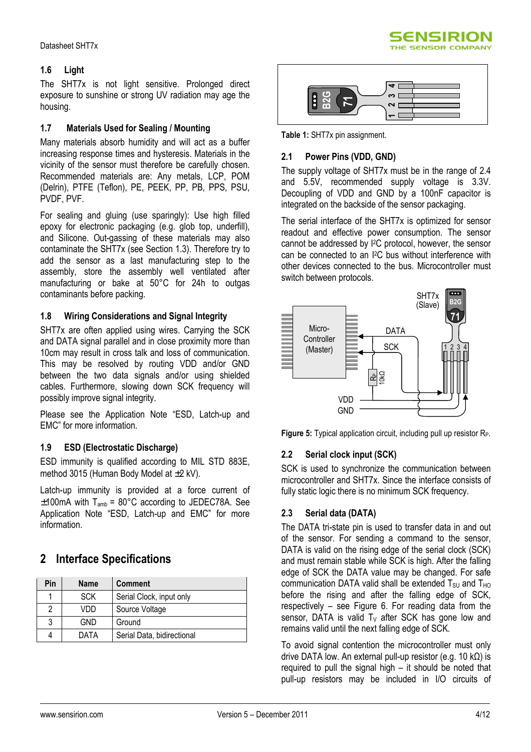## 1.6 Light

The SHT7x is not light sensitive. Prolonged direct exposure to sunshine or strong UV radiation may age the housing.

## 1.7 Materials Used for Sealing / Mounting

Many materials absorb humidity and will act as a buffer increasing response times and hysteresis. Materials in the vicinity of the sensor must therefore be carefully chosen. Recommended materials are: Any metals, LCP, POM (Delrin), PTFE (Teflon), PE, PEEK, PP, PB, PPS, PSU, PVDF, PVF.

For sealing and gluing (use sparingly): Use high filled epoxy for electronic packaging (e.g. glob top, underfill), and Silicone. Out-gassing of these materials may also contaminate the SHT7x (see Section 1.3). Therefore try to add the sensor as a last manufacturing step to the assembly, store the assembly well ventilated after manufacturing or bake at 50°C for 24h to outgas contaminants before packing.

## 1.8 Wiring Considerations and Signal Integrity

SHT7x are often applied using wires. Carrying the SCK and DATA signal parallel and in close proximity more than 10cm may result in cross talk and loss of communication. This may be resolved by routing VDD and/or GND between the two data signals and/or using shielded cables. Furthermore, slowing down SCK frequency will possibly improve signal integrity.

Please see the Application Note "ESD, Latch-up and EMC" for more information.

## 1.9 ESD (Electrostatic Discharge)

ESD immunity is qualified according to MIL STD 883E, method 3015 (Human Body Model at ±2 kV).

Latch-up immunity is provided at a force current of ±100mA with $T_{amb}$ = 80°C according to JEDEC78A. See Application Note "ESD, Latch-up and EMC" for more information.

# 2 Interface Specifications

| Pin | Name | Comment |
|---|---|---|
| 1 | SCK | Serial Clock, input only |
| 2 | VDD | Source Voltage |
| 3 | GND | Ground |
| 4 | DATA | Serial Data, bidirectional |

**Table 1:** SHT7x pin assignment.

## 2.1 Power Pins (VDD, GND)

The supply voltage of SHT7x must be in the range of 2.4 and 5.5V, recommended supply voltage is 3.3V. Decoupling of VDD and GND by a 100nF capacitor is integrated on the backside of the sensor packaging.

The serial interface of the SHT7x is optimized for sensor readout and effective power consumption. The sensor cannot be addressed by I²C protocol, however, the sensor can be connected to an I²C bus without interference with other devices connected to the bus. Microcontroller must switch between protocols.

**Figure 5:** Typical application circuit, including pull up resistor $R_P$.

## 2.2 Serial clock input (SCK)

SCK is used to synchronize the communication between microcontroller and SHT7x. Since the interface consists of fully static logic there is no minimum SCK frequency.

## 2.3 Serial data (DATA)

The DATA tri-state pin is used to transfer data in and out of the sensor. For sending a command to the sensor, DATA is valid on the rising edge of the serial clock (SCK) and must remain stable while SCK is high. After the falling edge of SCK the DATA value may be changed. For safe communication DATA valid shall be extended $T_{SU}$ and $T_{HO}$ before the rising and after the falling edge of SCK, respectively – see Figure 6. For reading data from the sensor, DATA is valid $T_V$ after SCK has gone low and remains valid until the next falling edge of SCK.

To avoid signal contention the microcontroller must only drive DATA low. An external pull-up resistor (e.g. 10 kΩ) is required to pull the signal high – it should be noted that pull-up resistors may be included in I/O circuits of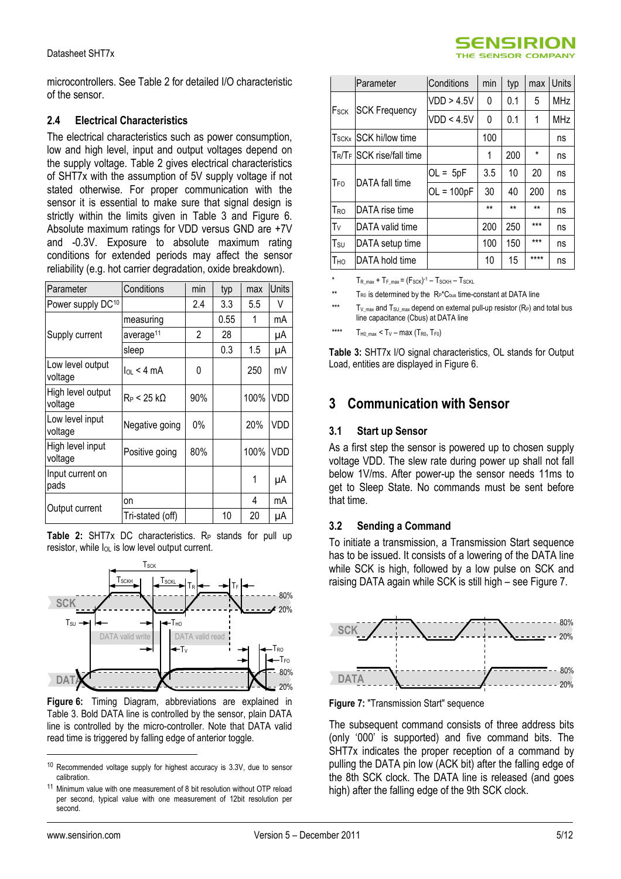microcontrollers. See Table 2 for detailed I/O characteristic of the sensor.

### 2.4 Electrical Characteristics

The electrical characteristics such as power consumption, low and high level, input and output voltages depend on the supply voltage. Table 2 gives electrical characteristics of SHT7x with the assumption of 5V supply voltage if not stated otherwise. For proper communication with the sensor it is essential to make sure that signal design is strictly within the limits given in Table 3 and Figure 6. Absolute maximum ratings for VDD versus GND are +7V and -0.3V. Exposure to absolute maximum rating conditions for extended periods may affect the sensor reliability (e.g. hot carrier degradation, oxide breakdown).

| Parameter | Conditions | min | typ | max | Units |
|---|---|---|---|---|---|
| Power supply DC[10] | | 2.4 | 3.3 | 5.5 | V |
| Supply current | measuring | | 0.55 | 1 | mA |
| | average[11] | 2 | 28 | | µA |
| | sleep | | 0.3 | 1.5 | µA |
| Low level output voltage | $I_{OL}$ < 4 mA | 0 | | 250 | mV |
| High level output voltage | $R_P$ < 25 kΩ | 90% | | 100% | VDD |
| Low level input voltage | Negative going | 0% | | 20% | VDD |
| High level input voltage | Positive going | 80% | | 100% | VDD |
| Input current on pads | | | | 1 | µA |
| Output current | on | | | 4 | mA |
| | Tri-stated (off) | | 10 | 20 | µA |

**Table 2:** SHT7x DC characteristics. $R_P$ stands for pull up resistor, while $I_{OL}$ is low level output current.

**Figure 6:** Timing Diagram, abbreviations are explained in Table 3. Bold DATA line is controlled by the sensor, plain DATA line is controlled by the micro-controller. Note that DATA valid read time is triggered by falling edge of anterior toggle.

[10] Recommended voltage supply for highest accuracy is 3.3V, due to sensor calibration.

[11] Minimum value with one measurement of 8 bit resolution without OTP reload per second, typical value with one measurement of 12bit resolution per second.

| | Parameter | Conditions | min | typ | max | Units |
|---|---|---|---|---|---|---|
| $F_{SCK}$ | SCK Frequency | VDD > 4.5V | 0 | 0.1 | 5 | MHz |
| | | VDD < 4.5V | 0 | 0.1 | 1 | MHz |
| $T_{SCKx}$ | SCK hi/low time | | 100 | | | ns |
| $T_R/T_F$ | SCK rise/fall time | | 1 | 200 | * | ns |
| $T_{FO}$ | DATA fall time | OL = 5pF | 3.5 | 10 | 20 | ns |
| | | OL = 100pF | 30 | 40 | 200 | ns |
| $T_{RO}$ | DATA rise time | | ** | ** | ** | ns |
| $T_V$ | DATA valid time | | 200 | 250 | *** | ns |
| $T_{SU}$ | DATA setup time | | 100 | 150 | *** | ns |
| $T_{HO}$ | DATA hold time | | 10 | 15 | **** | ns |

\* $T_{R\_max} + T_{F\_max} = (F_{SCK})^{-1} - T_{SCKH} - T_{SCKL}$

\*\* $T_{R0}$ is determined by the $R_P$\*$C_{bus}$ time-constant at DATA line

\*\*\* $T_{V\_max}$ and $T_{SU\_max}$ depend on external pull-up resistor ($R_P$) and total bus line capacitance (Cbus) at DATA line

\*\*\*\* $T_{H0\_max} < T_V - \max(T_{R0}, T_{F0})$

**Table 3:** SHT7x I/O signal characteristics, OL stands for Output Load, entities are displayed in Figure 6.

## 3 Communication with Sensor

### 3.1 Start up Sensor

As a first step the sensor is powered up to chosen supply voltage VDD. The slew rate during power up shall not fall below 1V/ms. After power-up the sensor needs 11ms to get to Sleep State. No commands must be sent before that time.

### 3.2 Sending a Command

To initiate a transmission, a Transmission Start sequence has to be issued. It consists of a lowering of the DATA line while SCK is high, followed by a low pulse on SCK and raising DATA again while SCK is still high – see Figure 7.

**Figure 7:** "Transmission Start" sequence

The subsequent command consists of three address bits (only '000' is supported) and five command bits. The SHT7x indicates the proper reception of a command by pulling the DATA pin low (ACK bit) after the falling edge of the 8th SCK clock. The DATA line is released (and goes high) after the falling edge of the 9th SCK clock.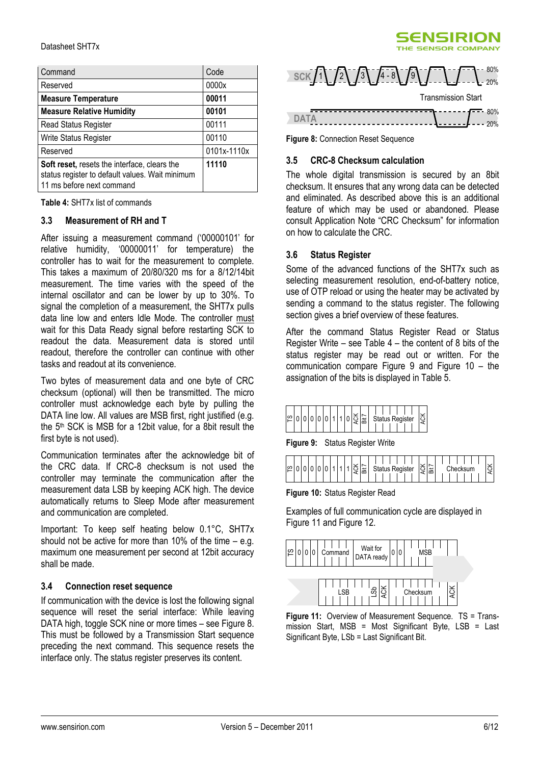| Command | Code |
|---|---|
| Reserved | 0000x |
| **Measure Temperature** | **00011** |
| **Measure Relative Humidity** | **00101** |
| Read Status Register | 00111 |
| Write Status Register | 00110 |
| Reserved | 0101x-1110x |
| **Soft reset,** resets the interface, clears the status register to default values. Wait minimum 11 ms before next command | **11110** |

**Table 4:** SHT7x list of commands

### 3.3 Measurement of RH and T

After issuing a measurement command ('00000101' for relative humidity, '00000011' for temperature) the controller has to wait for the measurement to complete. This takes a maximum of 20/80/320 ms for a 8/12/14bit measurement. The time varies with the speed of the internal oscillator and can be lower by up to 30%. To signal the completion of a measurement, the SHT7x pulls data line low and enters Idle Mode. The controller must wait for this Data Ready signal before restarting SCK to readout the data. Measurement data is stored until readout, therefore the controller can continue with other tasks and readout at its convenience.

Two bytes of measurement data and one byte of CRC checksum (optional) will then be transmitted. The micro controller must acknowledge each byte by pulling the DATA line low. All values are MSB first, right justified (e.g. the 5th SCK is MSB for a 12bit value, for a 8bit result the first byte is not used).

Communication terminates after the acknowledge bit of the CRC data. If CRC-8 checksum is not used the controller may terminate the communication after the measurement data LSB by keeping ACK high. The device automatically returns to Sleep Mode after measurement and communication are completed.

Important: To keep self heating below 0.1°C, SHT7x should not be active for more than 10% of the time – e.g. maximum one measurement per second at 12bit accuracy shall be made.

### 3.4 Connection reset sequence

If communication with the device is lost the following signal sequence will reset the serial interface: While leaving DATA high, toggle SCK nine or more times – see Figure 8. This must be followed by a Transmission Start sequence preceding the next command. This sequence resets the interface only. The status register preserves its content.

**Figure 8:** Connection Reset Sequence

### 3.5 CRC-8 Checksum calculation

The whole digital transmission is secured by an 8bit checksum. It ensures that any wrong data can be detected and eliminated. As described above this is an additional feature of which may be used or abandoned. Please consult Application Note "CRC Checksum" for information on how to calculate the CRC.

### 3.6 Status Register

Some of the advanced functions of the SHT7x such as selecting measurement resolution, end-of-battery notice, use of OTP reload or using the heater may be activated by sending a command to the status register. The following section gives a brief overview of these features.

After the command Status Register Read or Status Register Write – see Table 4 – the content of 8 bits of the status register may be read out or written. For the communication compare Figure 9 and Figure 10 – the assignation of the bits is displayed in Table 5.

**Figure 9:** Status Register Write

**Figure 10:** Status Register Read

Examples of full communication cycle are displayed in Figure 11 and Figure 12.

**Figure 11:** Overview of Measurement Sequence. TS = Transmission Start, MSB = Most Significant Byte, LSB = Last Significant Byte, LSb = Last Significant Bit.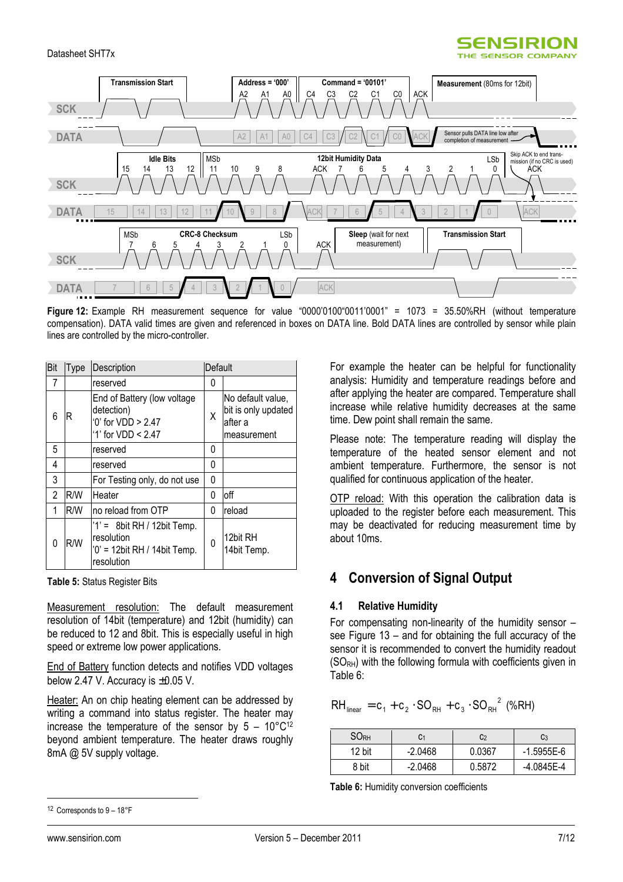Figure 12: Example RH measurement sequence for value "0000'0100"0011'0001" = 1073 = 35.50%RH (without temperature compensation). DATA valid times are given and referenced in boxes on DATA line. Bold DATA lines are controlled by sensor while plain lines are controlled by the micro-controller.

| Bit | Type | Description | Default | |
|---|---|---|---|---|
| 7 | | reserved | 0 | |
| 6 | R | End of Battery (low voltage detection) '0' for VDD > 2.47 '1' for VDD < 2.47 | X | No default value, bit is only updated after a measurement |
| 5 | | reserved | 0 | |
| 4 | | reserved | 0 | |
| 3 | | For Testing only, do not use | 0 | |
| 2 | R/W | Heater | 0 | off |
| 1 | R/W | no reload from OTP | 0 | reload |
| 0 | R/W | '1' = 8bit RH / 12bit Temp. resolution '0' = 12bit RH / 14bit Temp. resolution | 0 | 12bit RH 14bit Temp. |

**Table 5:** Status Register Bits

Measurement resolution: The default measurement resolution of 14bit (temperature) and 12bit (humidity) can be reduced to 12 and 8bit. This is especially useful in high speed or extreme low power applications.

End of Battery function detects and notifies VDD voltages below 2.47 V. Accuracy is ±0.05 V.

Heater: An on chip heating element can be addressed by writing a command into status register. The heater may increase the temperature of the sensor by 5 – 10°C[12] beyond ambient temperature. The heater draws roughly 8mA @ 5V supply voltage.

For example the heater can be helpful for functionality analysis: Humidity and temperature readings before and after applying the heater are compared. Temperature shall increase while relative humidity decreases at the same time. Dew point shall remain the same.

Please note: The temperature reading will display the temperature of the heated sensor element and not ambient temperature. Furthermore, the sensor is not qualified for continuous application of the heater.

OTP reload: With this operation the calibration data is uploaded to the register before each measurement. This may be deactivated for reducing measurement time by about 10ms.

# 4 Conversion of Signal Output

## 4.1 Relative Humidity

For compensating non-linearity of the humidity sensor – see Figure 13 – and for obtaining the full accuracy of the sensor it is recommended to convert the humidity readout ($SO_{RH}$) with the following formula with coefficients given in Table 6:

$$RH_{linear} = c_1 + c_2 \cdot SO_{RH} + c_3 \cdot SO_{RH}^2 \text{ (\%RH)}$$

| $SO_{RH}$ | $c_1$ | $c_2$ | $c_3$ |
|---|---|---|---|
| 12 bit | -2.0468 | 0.0367 | -1.5955E-6 |
| 8 bit | -2.0468 | 0.5872 | -4.0845E-4 |

**Table 6:** Humidity conversion coefficients

[12] Corresponds to 9 – 18°F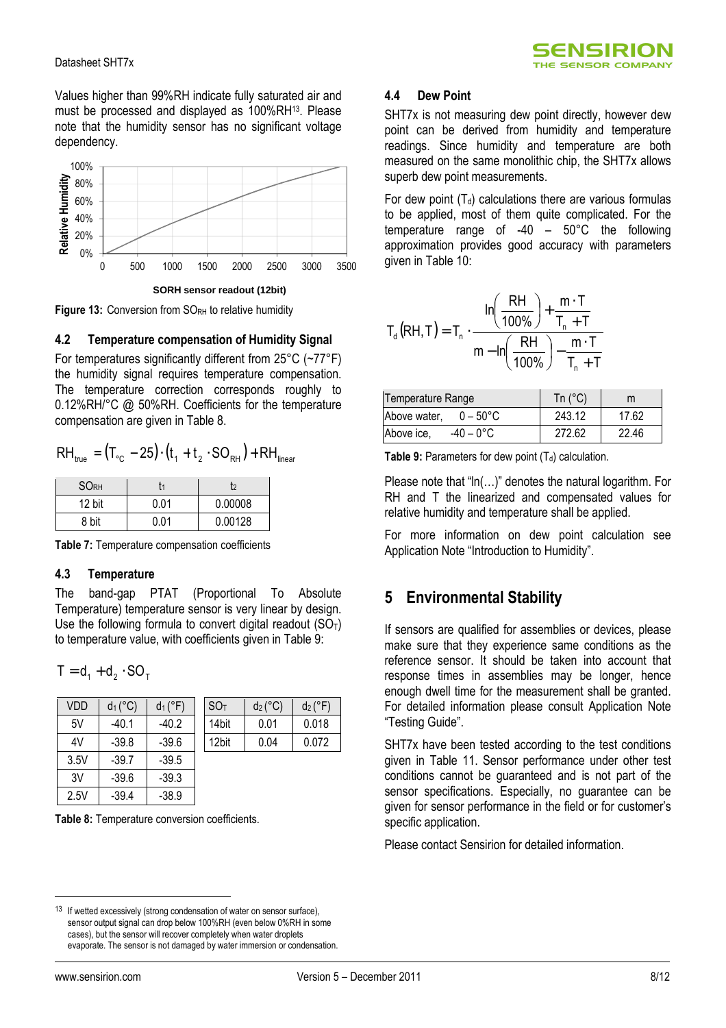Values higher than 99%RH indicate fully saturated air and must be processed and displayed as 100%RH[13]. Please note that the humidity sensor has no significant voltage dependency.

**Figure 13:** Conversion from $SO_{RH}$ to relative humidity

### 4.2 Temperature compensation of Humidity Signal

For temperatures significantly different from 25°C (~77°F) the humidity signal requires temperature compensation. The temperature correction corresponds roughly to 0.12%RH/°C @ 50%RH. Coefficients for the temperature compensation are given in Table 8.

$$RH_{true} = (T_{°C} - 25) \cdot (t_1 + t_2 \cdot SO_{RH}) + RH_{linear}$$

| $SO_{RH}$ | $t_1$ | $t_2$ |
|---|---|---|
| 12 bit | 0.01 | 0.00008 |
| 8 bit | 0.01 | 0.00128 |

**Table 7:** Temperature compensation coefficients

### 4.3 Temperature

The band-gap PTAT (Proportional To Absolute Temperature) temperature sensor is very linear by design. Use the following formula to convert digital readout ($SO_T$) to temperature value, with coefficients given in Table 9:

$$T = d_1 + d_2 \cdot SO_T$$

| VDD | $d_1$ (°C) | $d_1$ (°F) |
|---|---|---|
| 5V | -40.1 | -40.2 |
| 4V | -39.8 | -39.6 |
| 3.5V | -39.7 | -39.5 |
| 3V | -39.6 | -39.3 |
| 2.5V | -39.4 | -38.9 |

| $SO_T$ | $d_2$ (°C) | $d_2$ (°F) |
|---|---|---|
| 14bit | 0.01 | 0.018 |
| 12bit | 0.04 | 0.072 |

**Table 8:** Temperature conversion coefficients.

### 4.4 Dew Point

SHT7x is not measuring dew point directly, however dew point can be derived from humidity and temperature readings. Since humidity and temperature are both measured on the same monolithic chip, the SHT7x allows superb dew point measurements.

For dew point ($T_d$) calculations there are various formulas to be applied, most of them quite complicated. For the temperature range of -40 – 50°C the following approximation provides good accuracy with parameters given in Table 10:

$$T_d(RH, T) = T_n \cdot \frac{\ln\left(\frac{RH}{100\%}\right) + \frac{m \cdot T}{T_n + T}}{m - \ln\left(\frac{RH}{100\%}\right) - \frac{m \cdot T}{T_n + T}}$$

| Temperature Range | Tn (°C) | m |
|---|---|---|
| Above water, 0 – 50°C | 243.12 | 17.62 |
| Above ice, -40 – 0°C | 272.62 | 22.46 |

**Table 9:** Parameters for dew point ($T_d$) calculation.

Please note that "ln(…)" denotes the natural logarithm. For RH and T the linearized and compensated values for relative humidity and temperature shall be applied.

For more information on dew point calculation see Application Note "Introduction to Humidity".

## 5 Environmental Stability

If sensors are qualified for assemblies or devices, please make sure that they experience same conditions as the reference sensor. It should be taken into account that response times in assemblies may be longer, hence enough dwell time for the measurement shall be granted. For detailed information please consult Application Note "Testing Guide".

SHT7x have been tested according to the test conditions given in Table 11. Sensor performance under other test conditions cannot be guaranteed and is not part of the sensor specifications. Especially, no guarantee can be given for sensor performance in the field or for customer's specific application.

Please contact Sensirion for detailed information.

[13] If wetted excessively (strong condensation of water on sensor surface), sensor output signal can drop below 100%RH (even below 0%RH in some cases), but the sensor will recover completely when water droplets evaporate. The sensor is not damaged by water immersion or condensation.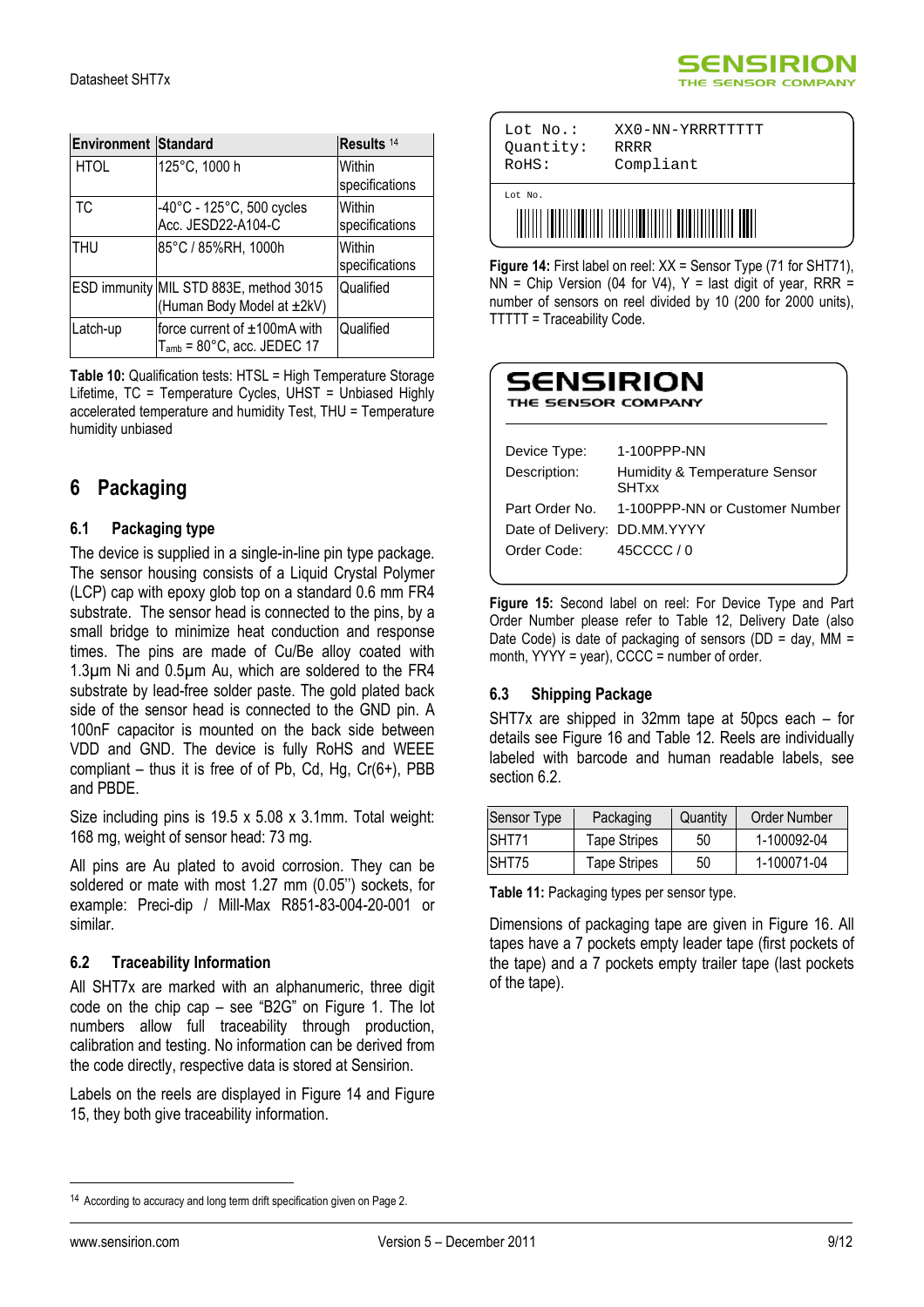| Environment | Standard | Results [14] |
|---|---|---|
| HTOL | 125°C, 1000 h | Within specifications |
| TC | -40°C - 125°C, 500 cycles Acc. JESD22-A104-C | Within specifications |
| THU | 85°C / 85%RH, 1000h | Within specifications |
| ESD immunity | MIL STD 883E, method 3015 (Human Body Model at ±2kV) | Qualified |
| Latch-up | force current of ±100mA with $T_{amb}$ = 80°C, acc. JEDEC 17 | Qualified |

**Table 10:** Qualification tests: HTSL = High Temperature Storage Lifetime, TC = Temperature Cycles, UHST = Unbiased Highly accelerated temperature and humidity Test, THU = Temperature humidity unbiased

# 6 Packaging

## 6.1 Packaging type

The device is supplied in a single-in-line pin type package. The sensor housing consists of a Liquid Crystal Polymer (LCP) cap with epoxy glob top on a standard 0.6 mm FR4 substrate. The sensor head is connected to the pins, by a small bridge to minimize heat conduction and response times. The pins are made of Cu/Be alloy coated with 1.3µm Ni and 0.5µm Au, which are soldered to the FR4 substrate by lead-free solder paste. The gold plated back side of the sensor head is connected to the GND pin. A 100nF capacitor is mounted on the back side between VDD and GND. The device is fully RoHS and WEEE compliant – thus it is free of of Pb, Cd, Hg, Cr(6+), PBB and PBDE.

Size including pins is 19.5 x 5.08 x 3.1mm. Total weight: 168 mg, weight of sensor head: 73 mg.

All pins are Au plated to avoid corrosion. They can be soldered or mate with most 1.27 mm (0.05'') sockets, for example: Preci-dip / Mill-Max R851-83-004-20-001 or similar.

## 6.2 Traceability Information

All SHT7x are marked with an alphanumeric, three digit code on the chip cap – see "B2G" on Figure 1. The lot numbers allow full traceability through production, calibration and testing. No information can be derived from the code directly, respective data is stored at Sensirion.

Labels on the reels are displayed in Figure 14 and Figure 15, they both give traceability information.

```
Lot No.:    XX0-NN-YRRRTTTTT
Quantity:   RRRR
RoHS:       Compliant

Lot No.
```

**Figure 14:** First label on reel: XX = Sensor Type (71 for SHT71), NN = Chip Version (04 for V4), Y = last digit of year, RRR = number of sensors on reel divided by 10 (200 for 2000 units), TTTTT = Traceability Code.

SENSIRION
THE SENSOR COMPANY

| | |
|---|---|
| Device Type: | 1-100PPP-NN |
| Description: | Humidity & Temperature Sensor SHTxx |
| Part Order No. | 1-100PPP-NN or Customer Number |
| Date of Delivery: | DD.MM.YYYY |
| Order Code: | 45CCCC / 0 |

**Figure 15:** Second label on reel: For Device Type and Part Order Number please refer to Table 12, Delivery Date (also Date Code) is date of packaging of sensors (DD = day, MM = month, YYYY = year), CCCC = number of order.

## 6.3 Shipping Package

SHT7x are shipped in 32mm tape at 50pcs each – for details see Figure 16 and Table 12. Reels are individually labeled with barcode and human readable labels, see section 6.2.

| Sensor Type | Packaging | Quantity | Order Number |
|---|---|---|---|
| SHT71 | Tape Stripes | 50 | 1-100092-04 |
| SHT75 | Tape Stripes | 50 | 1-100071-04 |

**Table 11:** Packaging types per sensor type.

Dimensions of packaging tape are given in Figure 16. All tapes have a 7 pockets empty leader tape (first pockets of the tape) and a 7 pockets empty trailer tape (last pockets of the tape).

[14] According to accuracy and long term drift specification given on Page 2.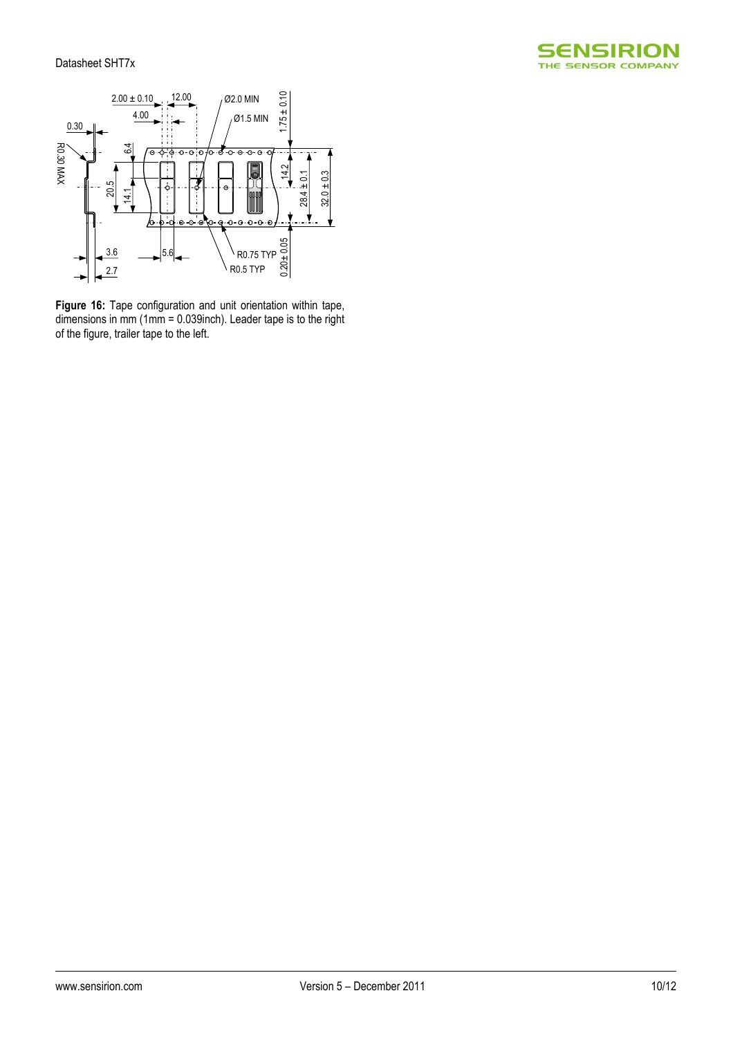**Figure 16:** Tape configuration and unit orientation within tape, dimensions in mm (1mm = 0.039inch). Leader tape is to the right of the figure, trailer tape to the left.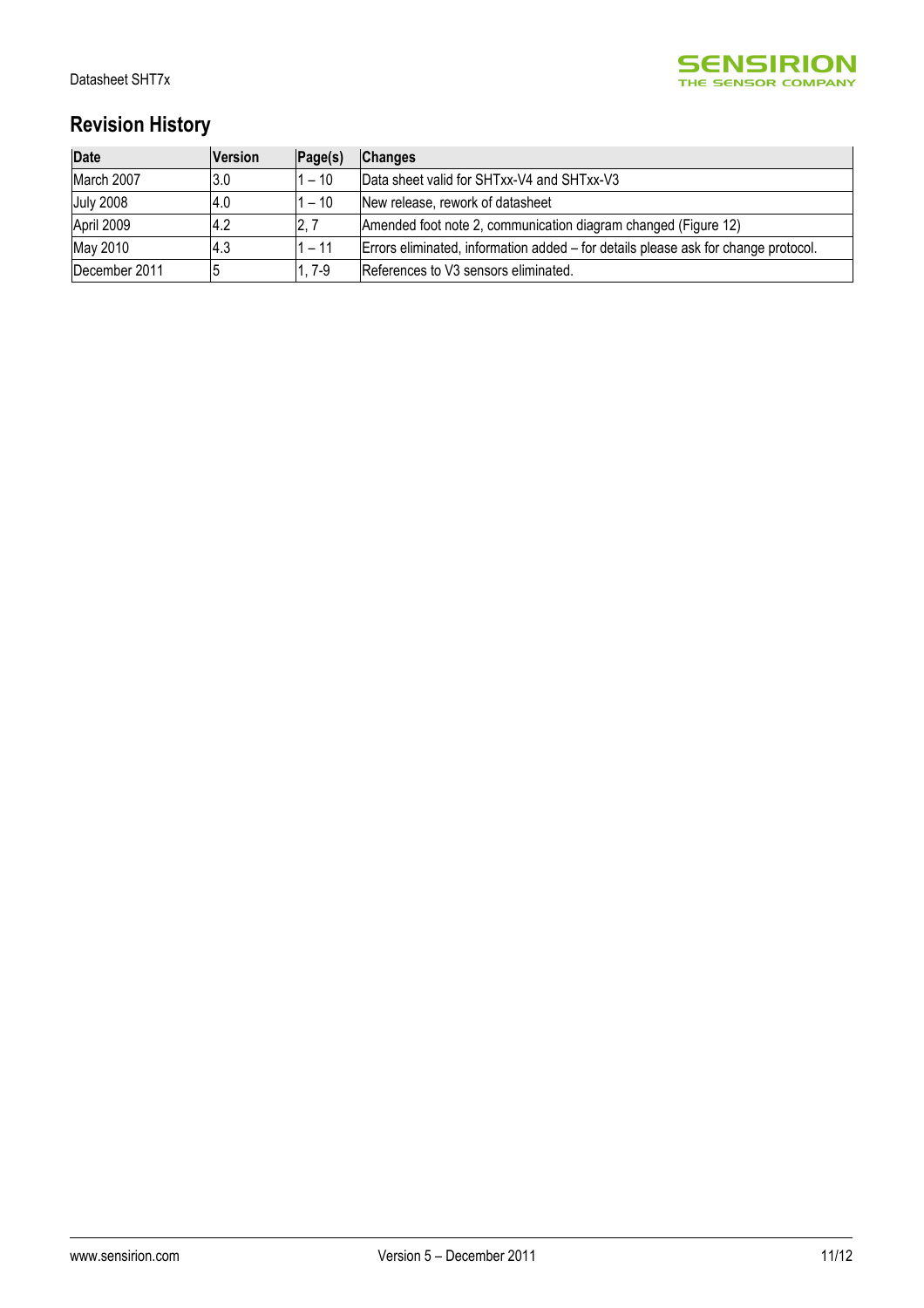## Revision History

| Date | Version | Page(s) | Changes |
|---|---|---|---|
| March 2007 | 3.0 | 1 – 10 | Data sheet valid for SHTxx-V4 and SHTxx-V3 |
| July 2008 | 4.0 | 1 – 10 | New release, rework of datasheet |
| April 2009 | 4.2 | 2, 7 | Amended foot note 2, communication diagram changed (Figure 12) |
| May 2010 | 4.3 | 1 – 11 | Errors eliminated, information added – for details please ask for change protocol. |
| December 2011 | 5 | 1, 7-9 | References to V3 sensors eliminated. |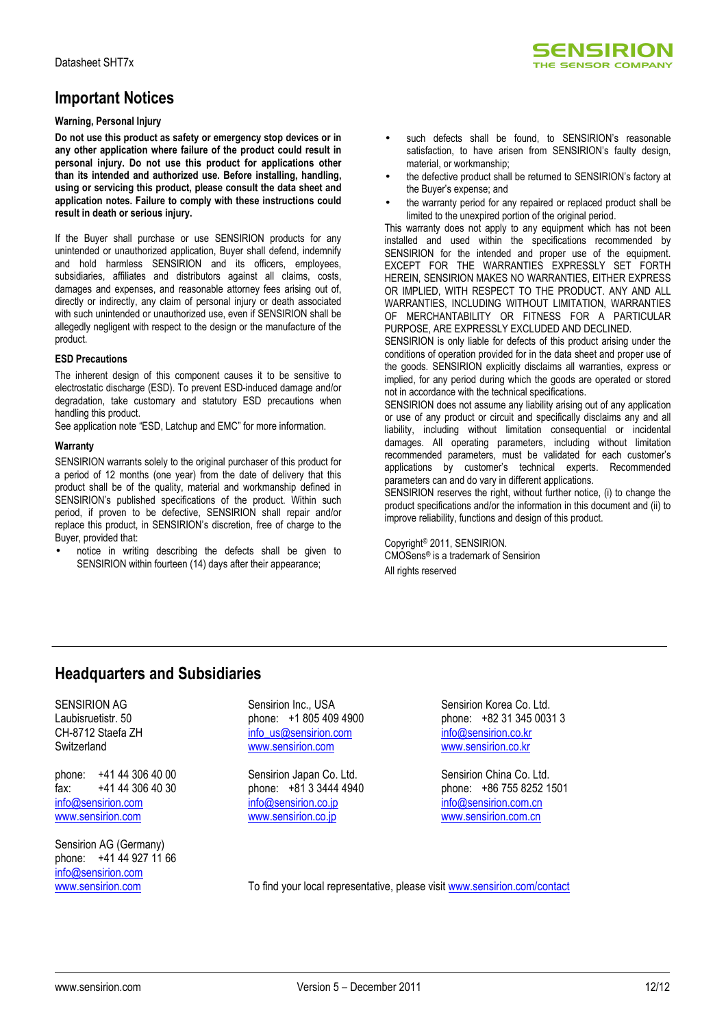## Important Notices

### Warning, Personal Injury

**Do not use this product as safety or emergency stop devices or in any other application where failure of the product could result in personal injury. Do not use this product for applications other than its intended and authorized use. Before installing, handling, using or servicing this product, please consult the data sheet and application notes. Failure to comply with these instructions could result in death or serious injury.**

If the Buyer shall purchase or use SENSIRION products for any unintended or unauthorized application, Buyer shall defend, indemnify and hold harmless SENSIRION and its officers, employees, subsidiaries, affiliates and distributors against all claims, costs, damages and expenses, and reasonable attorney fees arising out of, directly or indirectly, any claim of personal injury or death associated with such unintended or unauthorized use, even if SENSIRION shall be allegedly negligent with respect to the design or the manufacture of the product.

### ESD Precautions

The inherent design of this component causes it to be sensitive to electrostatic discharge (ESD). To prevent ESD-induced damage and/or degradation, take customary and statutory ESD precautions when handling this product.

See application note "ESD, Latchup and EMC" for more information.

### Warranty

SENSIRION warrants solely to the original purchaser of this product for a period of 12 months (one year) from the date of delivery that this product shall be of the quality, material and workmanship defined in SENSIRION's published specifications of the product. Within such period, if proven to be defective, SENSIRION shall repair and/or replace this product, in SENSIRION's discretion, free of charge to the Buyer, provided that:

- notice in writing describing the defects shall be given to SENSIRION within fourteen (14) days after their appearance;
- such defects shall be found, to SENSIRION's reasonable satisfaction, to have arisen from SENSIRION's faulty design, material, or workmanship;
- the defective product shall be returned to SENSIRION's factory at the Buyer's expense; and
- the warranty period for any repaired or replaced product shall be limited to the unexpired portion of the original period.

This warranty does not apply to any equipment which has not been installed and used within the specifications recommended by SENSIRION for the intended and proper use of the equipment. EXCEPT FOR THE WARRANTIES EXPRESSLY SET FORTH HEREIN, SENSIRION MAKES NO WARRANTIES, EITHER EXPRESS OR IMPLIED, WITH RESPECT TO THE PRODUCT. ANY AND ALL WARRANTIES, INCLUDING WITHOUT LIMITATION, WARRANTIES OF MERCHANTABILITY OR FITNESS FOR A PARTICULAR PURPOSE, ARE EXPRESSLY EXCLUDED AND DECLINED.

SENSIRION is only liable for defects of this product arising under the conditions of operation provided for in the data sheet and proper use of the goods. SENSIRION explicitly disclaims all warranties, express or implied, for any period during which the goods are operated or stored not in accordance with the technical specifications.

SENSIRION does not assume any liability arising out of any application or use of any product or circuit and specifically disclaims any and all liability, including without limitation consequential or incidental damages. All operating parameters, including without limitation recommended parameters, must be validated for each customer's applications by customer's technical experts. Recommended parameters can and do vary in different applications.

SENSIRION reserves the right, without further notice, (i) to change the product specifications and/or the information in this document and (ii) to improve reliability, functions and design of this product.

Copyright© 2011, SENSIRION.
CMOSens® is a trademark of Sensirion
All rights reserved

## Headquarters and Subsidiaries

SENSIRION AG
Laubisruetistr. 50
CH-8712 Staefa ZH
Switzerland

phone: +41 44 306 40 00
fax: +41 44 306 40 30
info@sensirion.com
www.sensirion.com

Sensirion AG (Germany)
phone: +41 44 927 11 66
info@sensirion.com
www.sensirion.com

Sensirion Inc., USA
phone: +1 805 409 4900
info_us@sensirion.com
www.sensirion.com

Sensirion Japan Co. Ltd.
phone: +81 3 3444 4940
info@sensirion.co.jp
www.sensirion.co.jp

Sensirion Korea Co. Ltd.
phone: +82 31 345 0031 3
info@sensirion.co.kr
www.sensirion.co.kr

Sensirion China Co. Ltd.
phone: +86 755 8252 1501
info@sensirion.com.cn
www.sensirion.com.cn

To find your local representative, please visit www.sensirion.com/contact